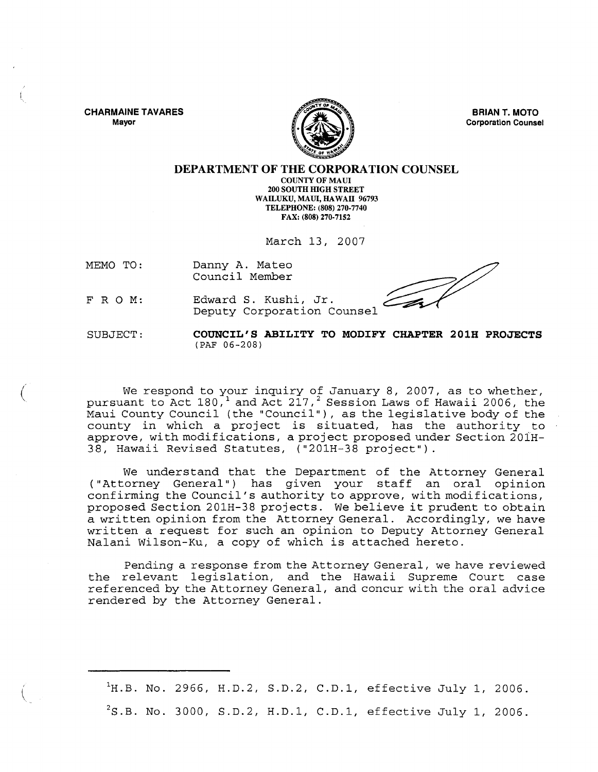**CHARMAINE TAVARES**
Mayor

**BRIAN T. MOTO**
Corporation Counsel

# DEPARTMENT OF THE CORPORATION COUNSEL

COUNTY OF MAUI
200 SOUTH HIGH STREET
WAILUKU, MAUI, HAWAII 96793
TELEPHONE: (808) 270-7740
FAX: (808) 270-7152

March 13, 2007

MEMO TO: Danny A. Mateo
Council Member

F R O M: Edward S. Kushi, Jr.
Deputy Corporation Counsel

SUBJECT: **COUNCIL'S ABILITY TO MODIFY CHAPTER 201H PROJECTS** (PAF 06-208)

We respond to your inquiry of January 8, 2007, as to whether, pursuant to Act 180,[1] and Act 217,[2] Session Laws of Hawaii 2006, the Maui County Council (the "Council"), as the legislative body of the county in which a project is situated, has the authority to approve, with modifications, a project proposed under Section 201H-38, Hawaii Revised Statutes, ("201H-38 project").

We understand that the Department of the Attorney General ("Attorney General") has given your staff an oral opinion confirming the Council's authority to approve, with modifications, proposed Section 201H-38 projects. We believe it prudent to obtain a written opinion from the Attorney General. Accordingly, we have written a request for such an opinion to Deputy Attorney General Nalani Wilson-Ku, a copy of which is attached hereto.

Pending a response from the Attorney General, we have reviewed the relevant legislation, and the Hawaii Supreme Court case referenced by the Attorney General, and concur with the oral advice rendered by the Attorney General.

---

[1] H.B. No. 2966, H.D.2, S.D.2, C.D.1, effective July 1, 2006.

[2] S.B. No. 3000, S.D.2, H.D.1, C.D.1, effective July 1, 2006.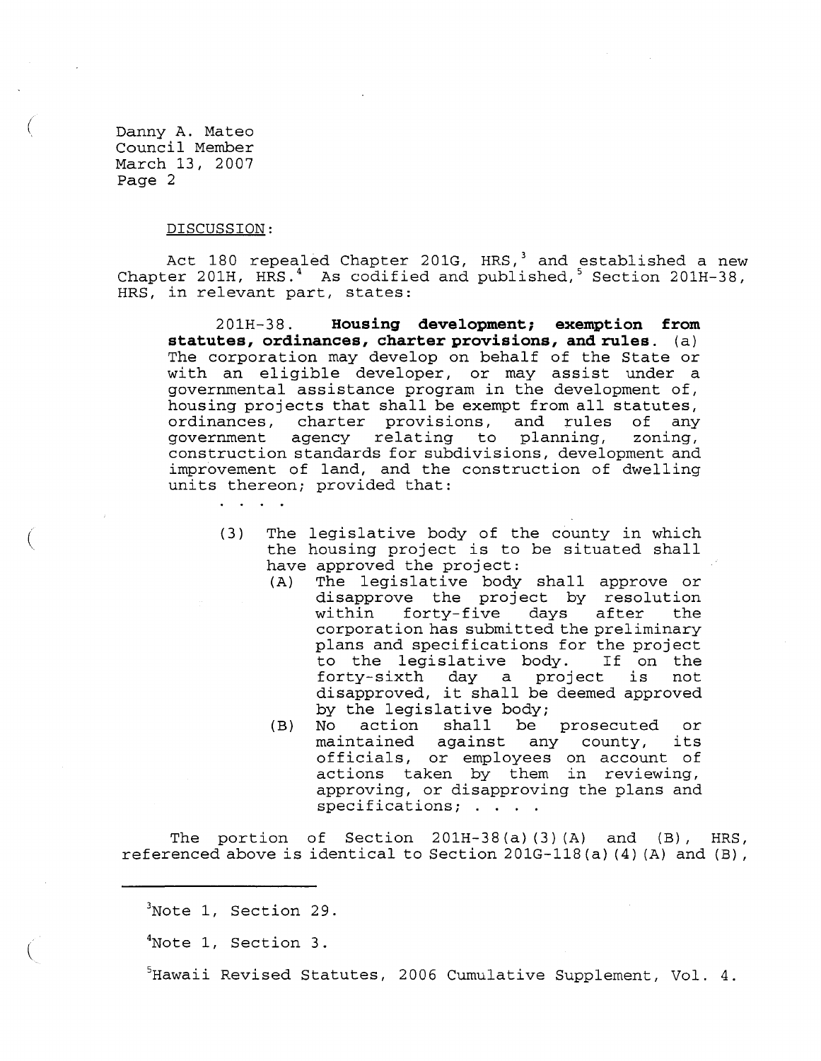Danny A. Mateo
Council Member
March 13, 2007
Page 2

DISCUSSION:

Act 180 repealed Chapter 201G, HRS,[3] and established a new Chapter 201H, HRS.[4] As codified and published,[5] Section 201H-38, HRS, in relevant part, states:

> 201H-38. **Housing development; exemption from statutes, ordinances, charter provisions, and rules.** (a) The corporation may develop on behalf of the State or with an eligible developer, or may assist under a governmental assistance program in the development of, housing projects that shall be exempt from all statutes, ordinances, charter provisions, and rules of any government agency relating to planning, zoning, construction standards for subdivisions, development and improvement of land, and the construction of dwelling units thereon; provided that:
>
> . . . .
>
> (3) The legislative body of the county in which the housing project is to be situated shall have approved the project:
>
> (A) The legislative body shall approve or disapprove the project by resolution within forty-five days after the corporation has submitted the preliminary plans and specifications for the project to the legislative body. If on the forty-sixth day a project is not disapproved, it shall be deemed approved by the legislative body;
>
> (B) No action shall be prosecuted or maintained against any county, its officials, or employees on account of actions taken by them in reviewing, approving, or disapproving the plans and specifications; . . . .

The portion of Section 201H-38(a)(3)(A) and (B), HRS, referenced above is identical to Section 201G-118(a)(4)(A) and (B),

---

[3]Note 1, Section 29.

[4]Note 1, Section 3.

[5]Hawaii Revised Statutes, 2006 Cumulative Supplement, Vol. 4.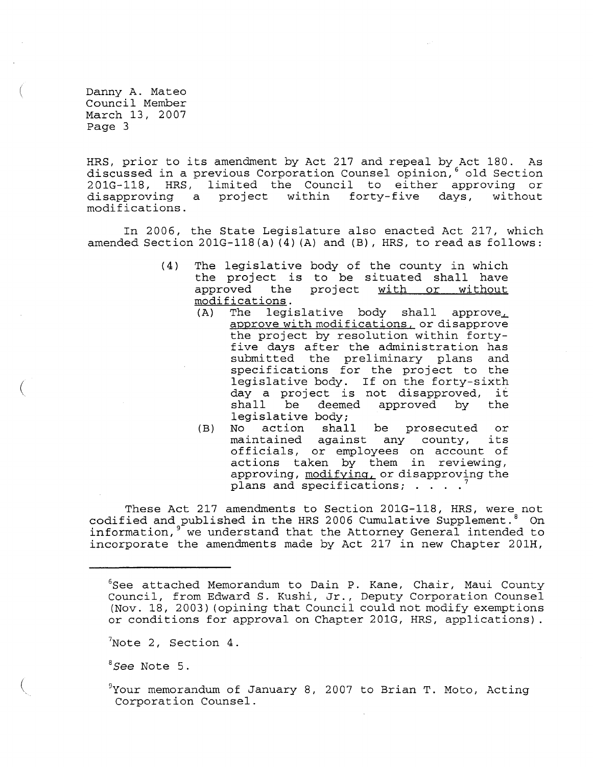Danny A. Mateo
Council Member
March 13, 2007

HRS, prior to its amendment by Act 217 and repeal by Act 180. As discussed in a previous Corporation Counsel opinion,[6] old Section 201G-118, HRS, limited the Council to either approving or disapproving a project within forty-five days, without modifications.

In 2006, the State Legislature also enacted Act 217, which amended Section 201G-118(a)(4)(A) and (B), HRS, to read as follows:

> (4) The legislative body of the county in which the project is to be situated shall have approved the project <u>with or without modifications</u>.
>
> (A) The legislative body shall approve<u>,</u> <u>approve with modifications,</u> or disapprove the project by resolution within forty-five days after the administration has submitted the preliminary plans and specifications for the project to the legislative body. If on the forty-sixth day a project is not disapproved, it shall be deemed approved by the legislative body;
>
> (B) No action shall be prosecuted or maintained against any county, its officials, or employees on account of actions taken by them in reviewing, approving, <u>modifying,</u> or disapproving the plans and specifications; . . . .[7]

These Act 217 amendments to Section 201G-118, HRS, were not codified and published in the HRS 2006 Cumulative Supplement.[8] On information,[9] we understand that the Attorney General intended to incorporate the amendments made by Act 217 in new Chapter 201H,

---

[6] See attached Memorandum to Dain P. Kane, Chair, Maui County Council, from Edward S. Kushi, Jr., Deputy Corporation Counsel (Nov. 18, 2003)(opining that Council could not modify exemptions or conditions for approval on Chapter 201G, HRS, applications).

[7] Note 2, Section 4.

[8] *See* Note 5.

[9] Your memorandum of January 8, 2007 to Brian T. Moto, Acting Corporation Counsel.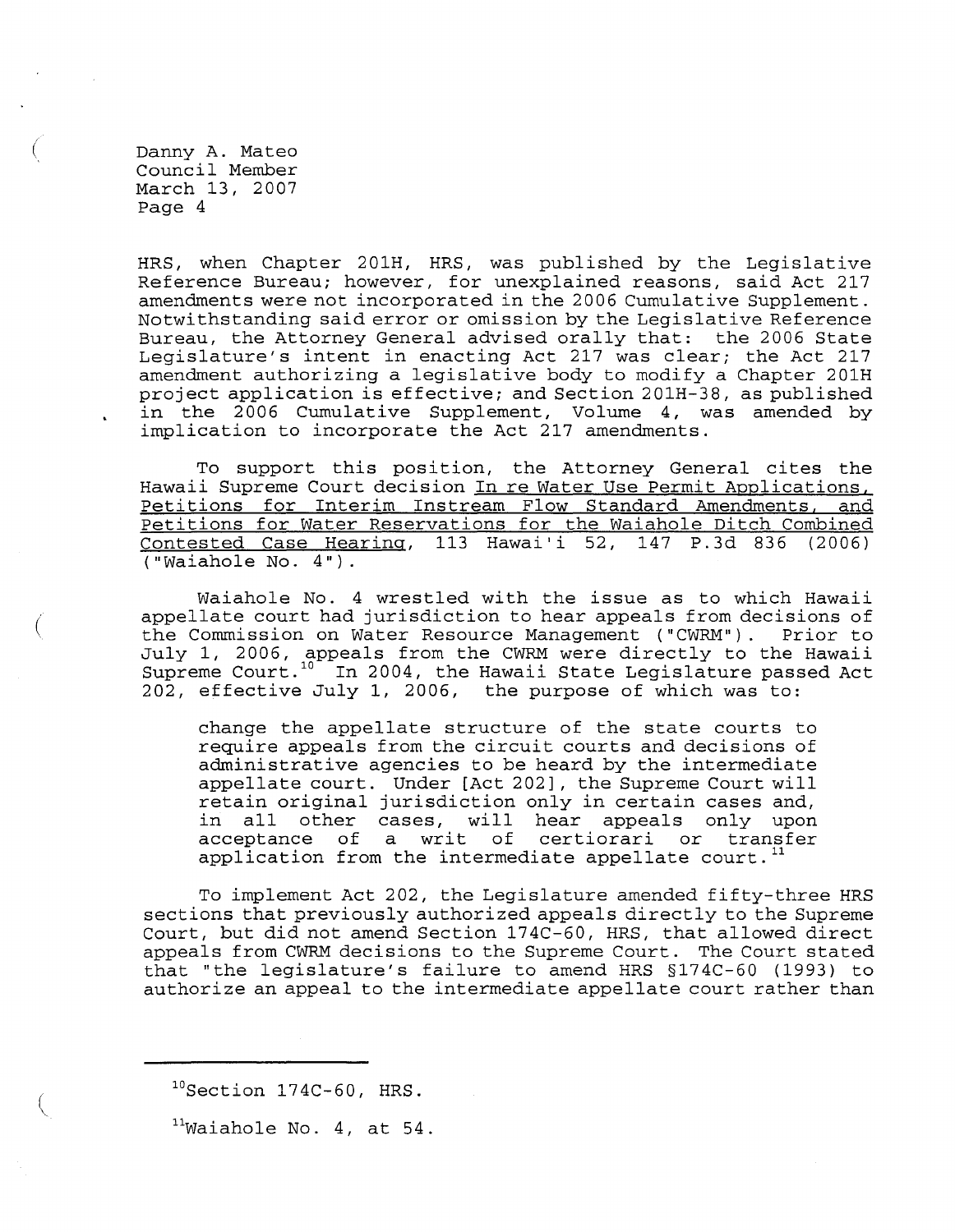HRS, when Chapter 201H, HRS, was published by the Legislative Reference Bureau; however, for unexplained reasons, said Act 217 amendments were not incorporated in the 2006 Cumulative Supplement. Notwithstanding said error or omission by the Legislative Reference Bureau, the Attorney General advised orally that: the 2006 State Legislature's intent in enacting Act 217 was clear; the Act 217 amendment authorizing a legislative body to modify a Chapter 201H project application is effective; and Section 201H-38, as published in the 2006 Cumulative Supplement, Volume 4, was amended by implication to incorporate the Act 217 amendments.

To support this position, the Attorney General cites the Hawaii Supreme Court decision In re Water Use Permit Applications, Petitions for Interim Instream Flow Standard Amendments, and Petitions for Water Reservations for the Waiahole Ditch Combined Contested Case Hearing, 113 Hawai'i 52, 147 P.3d 836 (2006) ("Waiahole No. 4").

Waiahole No. 4 wrestled with the issue as to which Hawaii appellate court had jurisdiction to hear appeals from decisions of the Commission on Water Resource Management ("CWRM"). Prior to July 1, 2006, appeals from the CWRM were directly to the Hawaii Supreme Court.[10] In 2004, the Hawaii State Legislature passed Act 202, effective July 1, 2006, the purpose of which was to:

> change the appellate structure of the state courts to require appeals from the circuit courts and decisions of administrative agencies to be heard by the intermediate appellate court. Under [Act 202], the Supreme Court will retain original jurisdiction only in certain cases and, in all other cases, will hear appeals only upon acceptance of a writ of certiorari or transfer application from the intermediate appellate court.[11]

To implement Act 202, the Legislature amended fifty-three HRS sections that previously authorized appeals directly to the Supreme Court, but did not amend Section 174C-60, HRS, that allowed direct appeals from CWRM decisions to the Supreme Court. The Court stated that "the legislature's failure to amend HRS §174C-60 (1993) to authorize an appeal to the intermediate appellate court rather than

---

[10] Section 174C-60, HRS.

[11] Waiahole No. 4, at 54.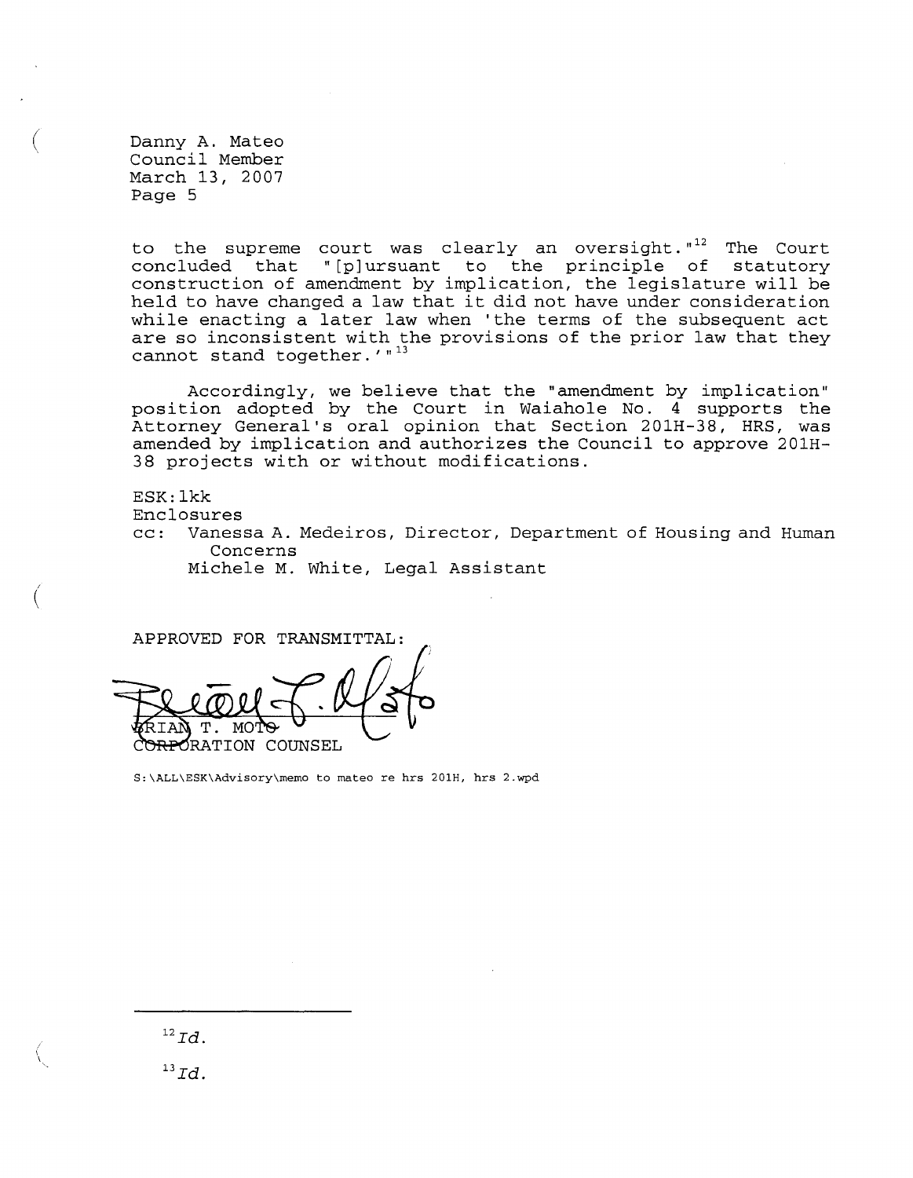to the supreme court was clearly an oversight."[12] The Court concluded that "[p]ursuant to the principle of statutory construction of amendment by implication, the legislature will be held to have changed a law that it did not have under consideration while enacting a later law when 'the terms of the subsequent act are so inconsistent with the provisions of the prior law that they cannot stand together.'"[13]

Accordingly, we believe that the "amendment by implication" position adopted by the Court in Waiahole No. 4 supports the Attorney General's oral opinion that Section 201H-38, HRS, was amended by implication and authorizes the Council to approve 201H-38 projects with or without modifications.

ESK:lkk
Enclosures
cc: Vanessa A. Medeiros, Director, Department of Housing and Human Concerns
Michele M. White, Legal Assistant

APPROVED FOR TRANSMITTAL:

BRIAN T. MOTO
CORPORATION COUNSEL

S:\ALL\ESK\Advisory\memo to mateo re hrs 201H, hrs 2.wpd

---

[12] *Id.*

[13] *Id.*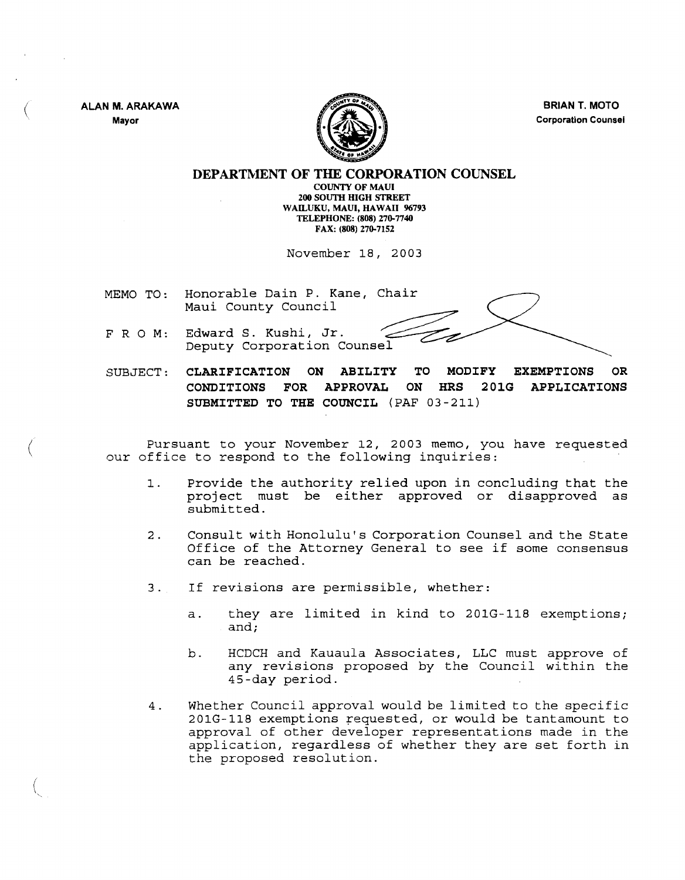ALAN M. ARAKAWA
Mayor

BRIAN T. MOTO
Corporation Counsel

# DEPARTMENT OF THE CORPORATION COUNSEL

COUNTY OF MAUI
200 SOUTH HIGH STREET
WAILUKU, MAUI, HAWAII 96793
TELEPHONE: (808) 270-7740
FAX: (808) 270-7152

November 18, 2003

MEMO TO: Honorable Dain P. Kane, Chair
Maui County Council

F R O M: Edward S. Kushi, Jr.
Deputy Corporation Counsel

SUBJECT: **CLARIFICATION ON ABILITY TO MODIFY EXEMPTIONS OR CONDITIONS FOR APPROVAL ON HRS 201G APPLICATIONS SUBMITTED TO THE COUNCIL** (PAF 03-211)

Pursuant to your November 12, 2003 memo, you have requested our office to respond to the following inquiries:

1. Provide the authority relied upon in concluding that the project must be either approved or disapproved as submitted.

2. Consult with Honolulu's Corporation Counsel and the State Office of the Attorney General to see if some consensus can be reached.

3. If revisions are permissible, whether:

   a. they are limited in kind to 201G-118 exemptions; and;

   b. HCDCH and Kauaula Associates, LLC must approve of any revisions proposed by the Council within the 45-day period.

4. Whether Council approval would be limited to the specific 201G-118 exemptions requested, or would be tantamount to approval of other developer representations made in the application, regardless of whether they are set forth in the proposed resolution.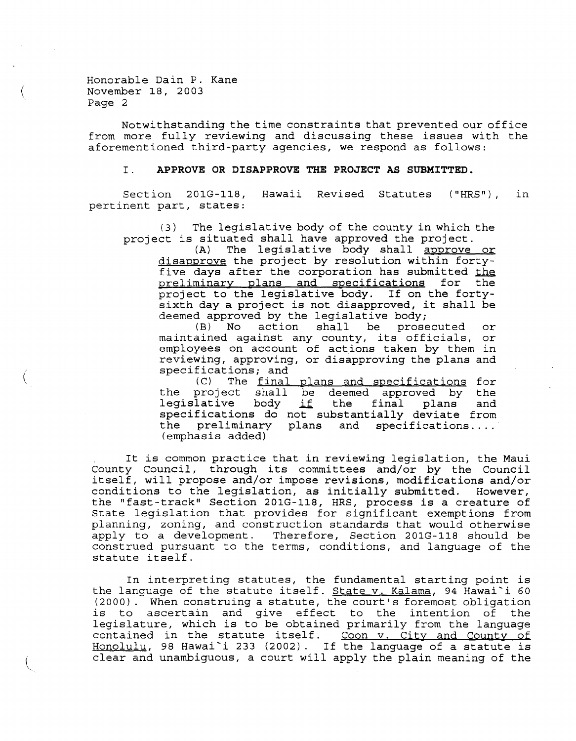Notwithstanding the time constraints that prevented our office from more fully reviewing and discussing these issues with the aforementioned third-party agencies, we respond as follows:

## I. **APPROVE OR DISAPPROVE THE PROJECT AS SUBMITTED.**

Section 201G-118, Hawaii Revised Statutes ("HRS"), in pertinent part, states:

> (3) The legislative body of the county in which the project is situated shall have approved the project.
>
> (A) The legislative body shall approve or disapprove the project by resolution within forty-five days after the corporation has submitted the preliminary plans and specifications for the project to the legislative body. If on the forty-sixth day a project is not disapproved, it shall be deemed approved by the legislative body;
>
> (B) No action shall be prosecuted or maintained against any county, its officials, or employees on account of actions taken by them in reviewing, approving, or disapproving the plans and specifications; and
>
> (C) The final plans and specifications for the project shall be deemed approved by the legislative body if the final plans and specifications do not substantially deviate from the preliminary plans and specifications.... (emphasis added)

It is common practice that in reviewing legislation, the Maui County Council, through its committees and/or by the Council itself, will propose and/or impose revisions, modifications and/or conditions to the legislation, as initially submitted. However, the "fast-track" Section 201G-118, HRS, process is a creature of State legislation that provides for significant exemptions from planning, zoning, and construction standards that would otherwise apply to a development. Therefore, Section 201G-118 should be construed pursuant to the terms, conditions, and language of the statute itself.

In interpreting statutes, the fundamental starting point is the language of the statute itself. State v. Kalama, 94 Hawai`i 60 (2000). When construing a statute, the court's foremost obligation is to ascertain and give effect to the intention of the legislature, which is to be obtained primarily from the language contained in the statute itself. Coon v. City and County of Honolulu, 98 Hawai`i 233 (2002). If the language of a statute is clear and unambiguous, a court will apply the plain meaning of the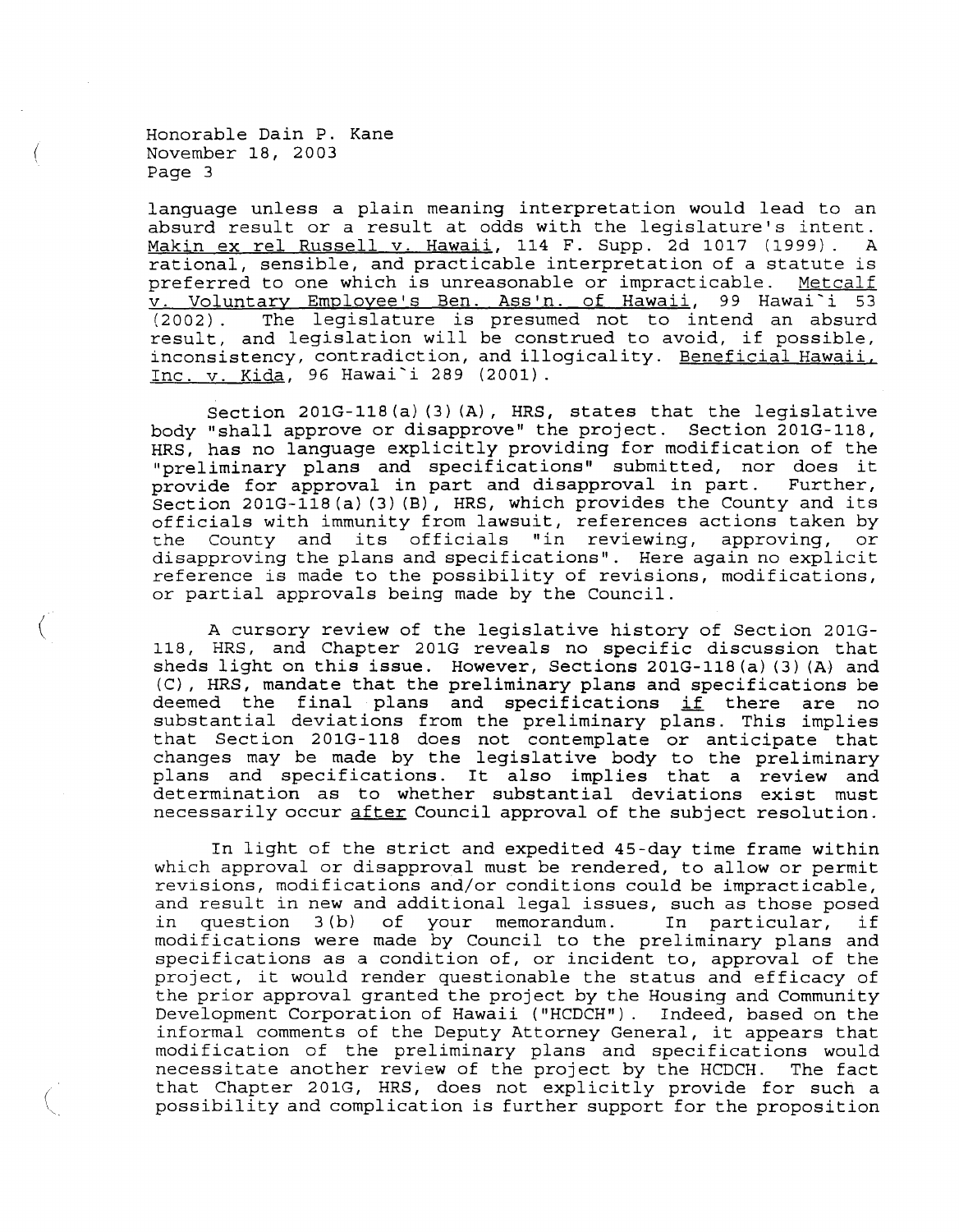language unless a plain meaning interpretation would lead to an absurd result or a result at odds with the legislature's intent. Makin ex rel Russell v. Hawaii, 114 F. Supp. 2d 1017 (1999). A rational, sensible, and practicable interpretation of a statute is preferred to one which is unreasonable or impracticable. Metcalf v. Voluntary Employee's Ben. Ass'n. of Hawaii, 99 Hawai`i 53 (2002). The legislature is presumed not to intend an absurd result, and legislation will be construed to avoid, if possible, inconsistency, contradiction, and illogicality. Beneficial Hawaii, Inc. v. Kida, 96 Hawai`i 289 (2001).

Section 201G-118(a)(3)(A), HRS, states that the legislative body "shall approve or disapprove" the project. Section 201G-118, HRS, has no language explicitly providing for modification of the "preliminary plans and specifications" submitted, nor does it provide for approval in part and disapproval in part. Further, Section 201G-118(a)(3)(B), HRS, which provides the County and its officials with immunity from lawsuit, references actions taken by the County and its officials "in reviewing, approving, or disapproving the plans and specifications". Here again no explicit reference is made to the possibility of revisions, modifications, or partial approvals being made by the Council.

A cursory review of the legislative history of Section 201G-118, HRS, and Chapter 201G reveals no specific discussion that sheds light on this issue. However, Sections 201G-118(a)(3)(A) and (C), HRS, mandate that the preliminary plans and specifications be deemed the final plans and specifications <u>if</u> there are no substantial deviations from the preliminary plans. This implies that Section 201G-118 does not contemplate or anticipate that changes may be made by the legislative body to the preliminary plans and specifications. It also implies that a review and determination as to whether substantial deviations exist must necessarily occur <u>after</u> Council approval of the subject resolution.

In light of the strict and expedited 45-day time frame within which approval or disapproval must be rendered, to allow or permit revisions, modifications and/or conditions could be impracticable, and result in new and additional legal issues, such as those posed in question 3(b) of your memorandum. In particular, if modifications were made by Council to the preliminary plans and specifications as a condition of, or incident to, approval of the project, it would render questionable the status and efficacy of the prior approval granted the project by the Housing and Community Development Corporation of Hawaii ("HCDCH"). Indeed, based on the informal comments of the Deputy Attorney General, it appears that modification of the preliminary plans and specifications would necessitate another review of the project by the HCDCH. The fact that Chapter 201G, HRS, does not explicitly provide for such a possibility and complication is further support for the proposition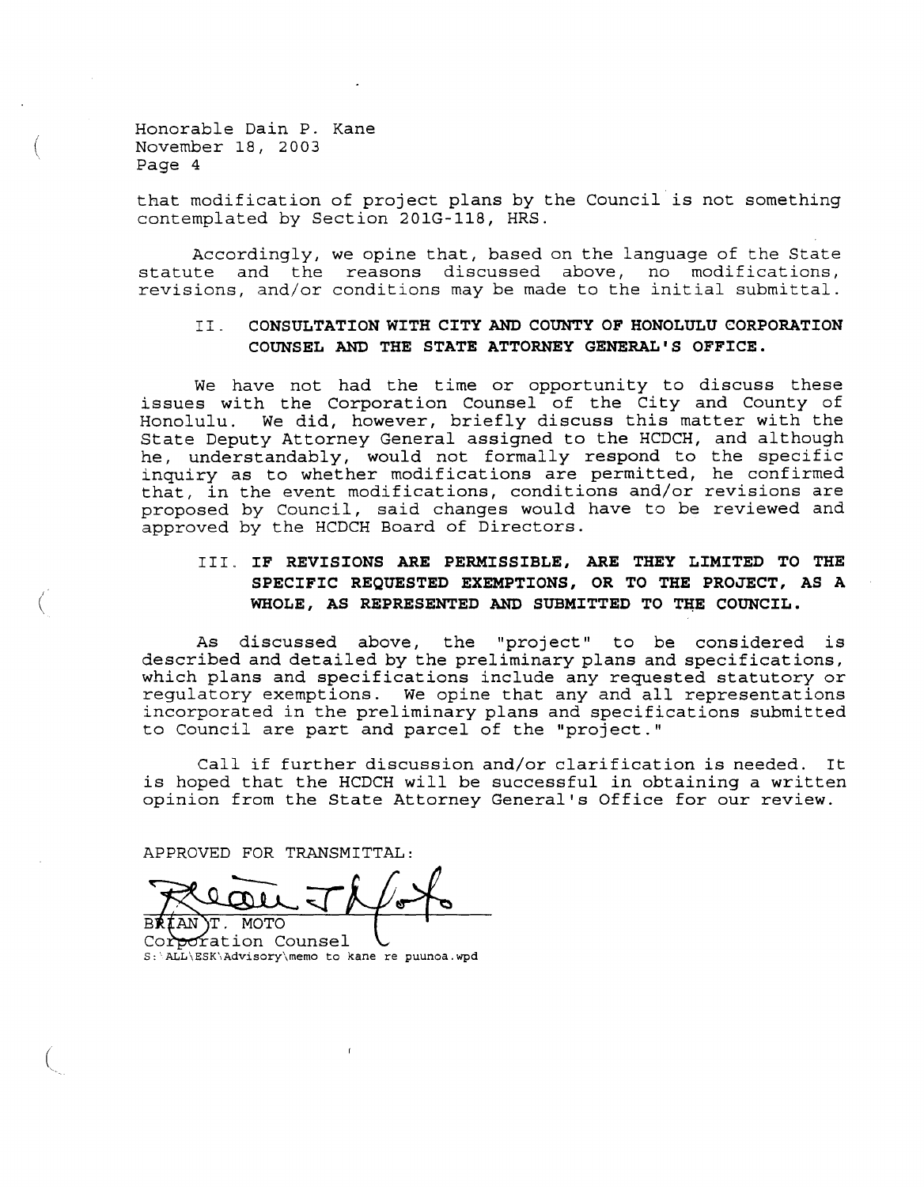that modification of project plans by the Council is not something contemplated by Section 201G-118, HRS.

Accordingly, we opine that, based on the language of the State statute and the reasons discussed above, no modifications, revisions, and/or conditions may be made to the initial submittal.

## II. CONSULTATION WITH CITY AND COUNTY OF HONOLULU CORPORATION COUNSEL AND THE STATE ATTORNEY GENERAL'S OFFICE.

We have not had the time or opportunity to discuss these issues with the Corporation Counsel of the City and County of Honolulu. We did, however, briefly discuss this matter with the State Deputy Attorney General assigned to the HCDCH, and although he, understandably, would not formally respond to the specific inquiry as to whether modifications are permitted, he confirmed that, in the event modifications, conditions and/or revisions are proposed by Council, said changes would have to be reviewed and approved by the HCDCH Board of Directors.

## III. IF REVISIONS ARE PERMISSIBLE, ARE THEY LIMITED TO THE SPECIFIC REQUESTED EXEMPTIONS, OR TO THE PROJECT, AS A WHOLE, AS REPRESENTED AND SUBMITTED TO THE COUNCIL.

As discussed above, the "project" to be considered is described and detailed by the preliminary plans and specifications, which plans and specifications include any requested statutory or regulatory exemptions. We opine that any and all representations incorporated in the preliminary plans and specifications submitted to Council are part and parcel of the "project."

Call if further discussion and/or clarification is needed. It is hoped that the HCDCH will be successful in obtaining a written opinion from the State Attorney General's Office for our review.

APPROVED FOR TRANSMITTAL:

BRIAN T. MOTO
Corporation Counsel

S:\ALL\ESK\Advisory\memo to kane re puunoa.wpd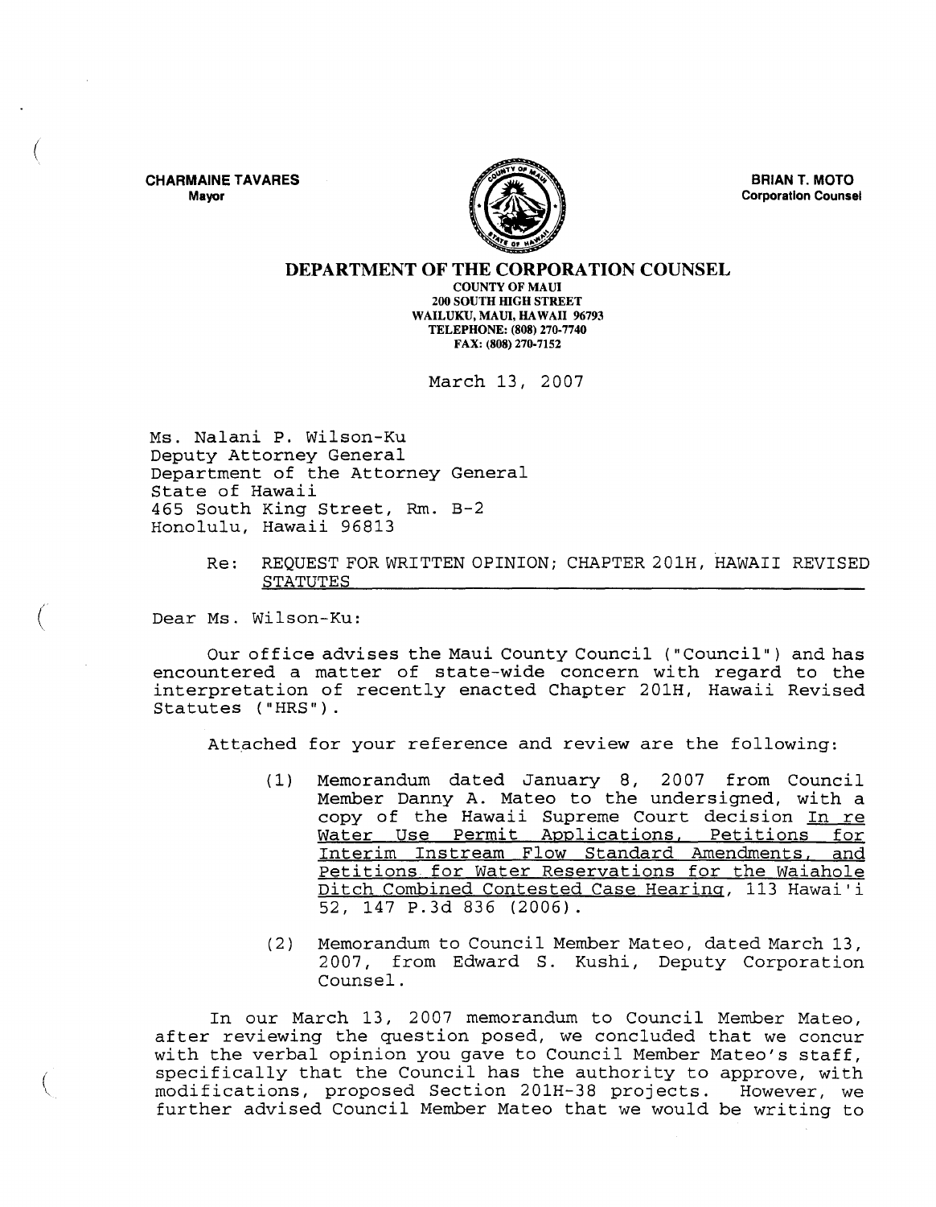**CHARMAINE TAVARES**
Mayor

**BRIAN T. MOTO**
Corporation Counsel

**DEPARTMENT OF THE CORPORATION COUNSEL**

COUNTY OF MAUI
200 SOUTH HIGH STREET
WAILUKU, MAUI, HAWAII 96793
TELEPHONE: (808) 270-7740
FAX: (808) 270-7152

March 13, 2007

Ms. Nalani P. Wilson-Ku
Deputy Attorney General
Department of the Attorney General
State of Hawaii
465 South King Street, Rm. B-2
Honolulu, Hawaii 96813

Re: <u>REQUEST FOR WRITTEN OPINION; CHAPTER 201H, HAWAII REVISED STATUTES</u>

Dear Ms. Wilson-Ku:

Our office advises the Maui County Council ("Council") and has encountered a matter of state-wide concern with regard to the interpretation of recently enacted Chapter 201H, Hawaii Revised Statutes ("HRS").

Attached for your reference and review are the following:

(1) Memorandum dated January 8, 2007 from Council Member Danny A. Mateo to the undersigned, with a copy of the Hawaii Supreme Court decision <u>In re Water Use Permit Applications, Petitions for Interim Instream Flow Standard Amendments, and Petitions for Water Reservations for the Waiahole Ditch Combined Contested Case Hearing</u>, 113 Hawai'i 52, 147 P.3d 836 (2006).

(2) Memorandum to Council Member Mateo, dated March 13, 2007, from Edward S. Kushi, Deputy Corporation Counsel.

In our March 13, 2007 memorandum to Council Member Mateo, after reviewing the question posed, we concluded that we concur with the verbal opinion you gave to Council Member Mateo's staff, specifically that the Council has the authority to approve, with modifications, proposed Section 201H-38 projects. However, we further advised Council Member Mateo that we would be writing to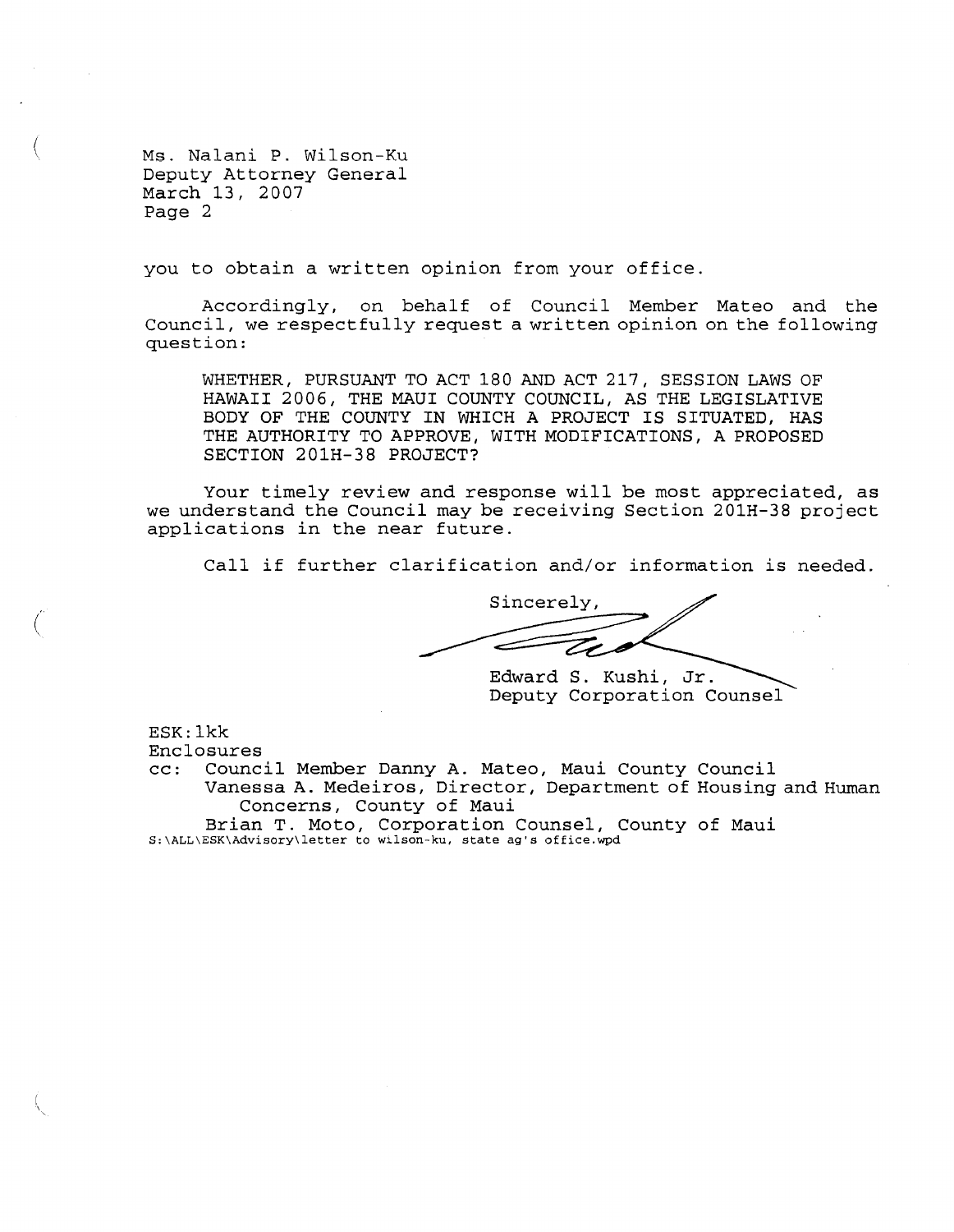Ms. Nalani P. Wilson-Ku
Deputy Attorney General
March 13, 2007
Page 2

you to obtain a written opinion from your office.

Accordingly, on behalf of Council Member Mateo and the Council, we respectfully request a written opinion on the following question:

> WHETHER, PURSUANT TO ACT 180 AND ACT 217, SESSION LAWS OF HAWAII 2006, THE MAUI COUNTY COUNCIL, AS THE LEGISLATIVE BODY OF THE COUNTY IN WHICH A PROJECT IS SITUATED, HAS THE AUTHORITY TO APPROVE, WITH MODIFICATIONS, A PROPOSED SECTION 201H-38 PROJECT?

Your timely review and response will be most appreciated, as we understand the Council may be receiving Section 201H-38 project applications in the near future.

Call if further clarification and/or information is needed.

Sincerely,

Edward S. Kushi, Jr.
Deputy Corporation Counsel

ESK:lkk
Enclosures
cc: Council Member Danny A. Mateo, Maui County Council
Vanessa A. Medeiros, Director, Department of Housing and Human Concerns, County of Maui
Brian T. Moto, Corporation Counsel, County of Maui
S:\ALL\ESK\Advisory\letter to wilson-ku, state ag's office.wpd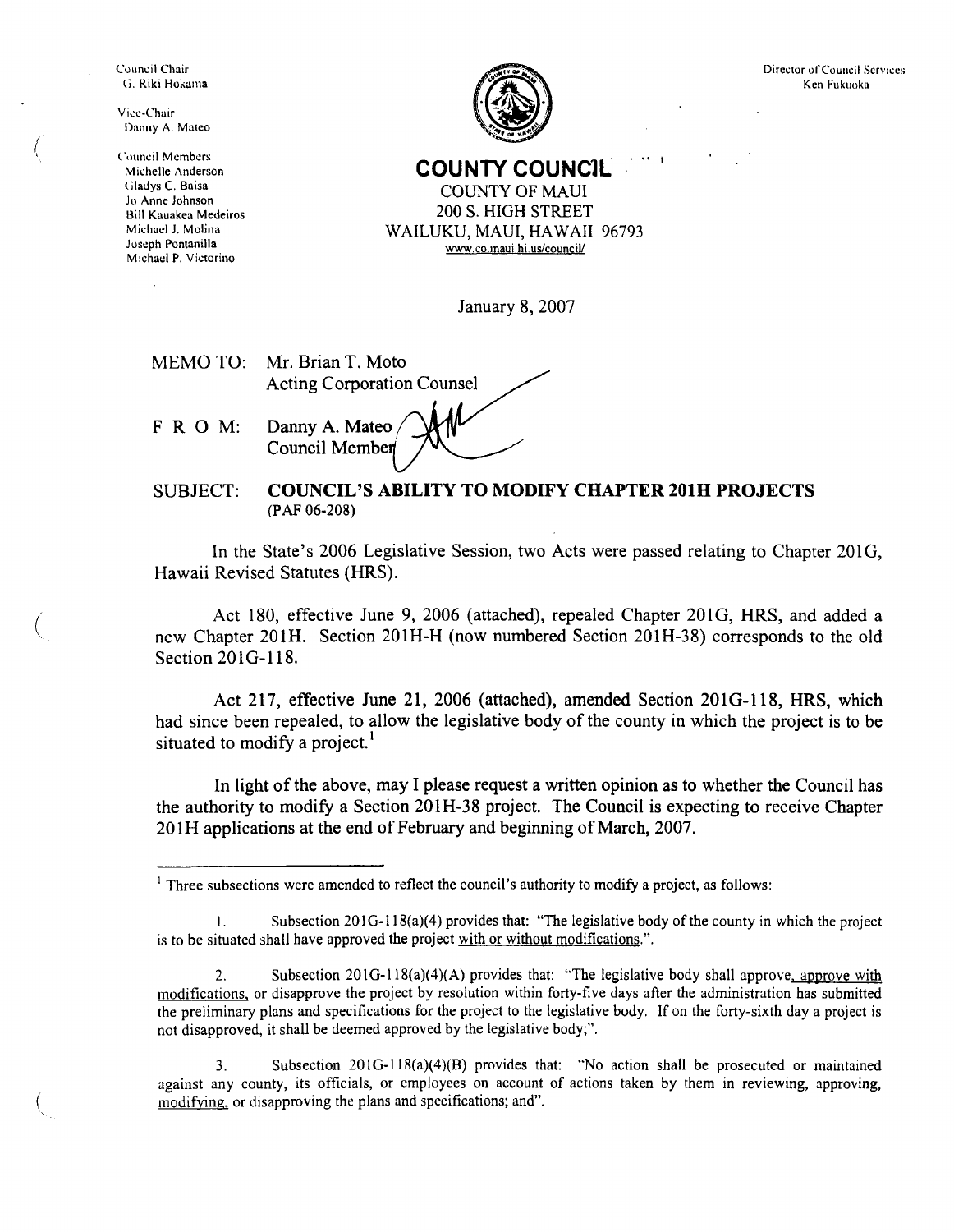Council Chair
G. Riki Hokama

Vice-Chair
Danny A. Mateo

Council Members
Michelle Anderson
Gladys C. Baisa
Jo Anne Johnson
Bill Kauakea Medeiros
Michael J. Molina
Joseph Pontanilla
Michael P. Victorino

Director of Council Services
Ken Fukuoka

# COUNTY COUNCIL

COUNTY OF MAUI
200 S. HIGH STREET
WAILUKU, MAUI, HAWAII 96793
www.co.maui.hi.us/council/

January 8, 2007

MEMO TO: Mr. Brian T. Moto
Acting Corporation Counsel

F R O M: Danny A. Mateo
Council Member

SUBJECT: **COUNCIL'S ABILITY TO MODIFY CHAPTER 201H PROJECTS**
(PAF 06-208)

In the State's 2006 Legislative Session, two Acts were passed relating to Chapter 201G, Hawaii Revised Statutes (HRS).

Act 180, effective June 9, 2006 (attached), repealed Chapter 201G, HRS, and added a new Chapter 201H. Section 201H-H (now numbered Section 201H-38) corresponds to the old Section 201G-118.

Act 217, effective June 21, 2006 (attached), amended Section 201G-118, HRS, which had since been repealed, to allow the legislative body of the county in which the project is to be situated to modify a project.[1]

In light of the above, may I please request a written opinion as to whether the Council has the authority to modify a Section 201H-38 project. The Council is expecting to receive Chapter 201H applications at the end of February and beginning of March, 2007.

---

[1] Three subsections were amended to reflect the council's authority to modify a project, as follows:

1. Subsection 201G-118(a)(4) provides that: "The legislative body of the county in which the project is to be situated shall have approved the project <u>with or without modifications</u>.".

2. Subsection 201G-118(a)(4)(A) provides that: "The legislative body shall approve<u>, approve with modifications</u>, or disapprove the project by resolution within forty-five days after the administration has submitted the preliminary plans and specifications for the project to the legislative body. If on the forty-sixth day a project is not disapproved, it shall be deemed approved by the legislative body;".

3. Subsection 201G-118(a)(4)(B) provides that: "No action shall be prosecuted or maintained against any county, its officials, or employees on account of actions taken by them in reviewing, approving, <u>modifying</u>, or disapproving the plans and specifications; and".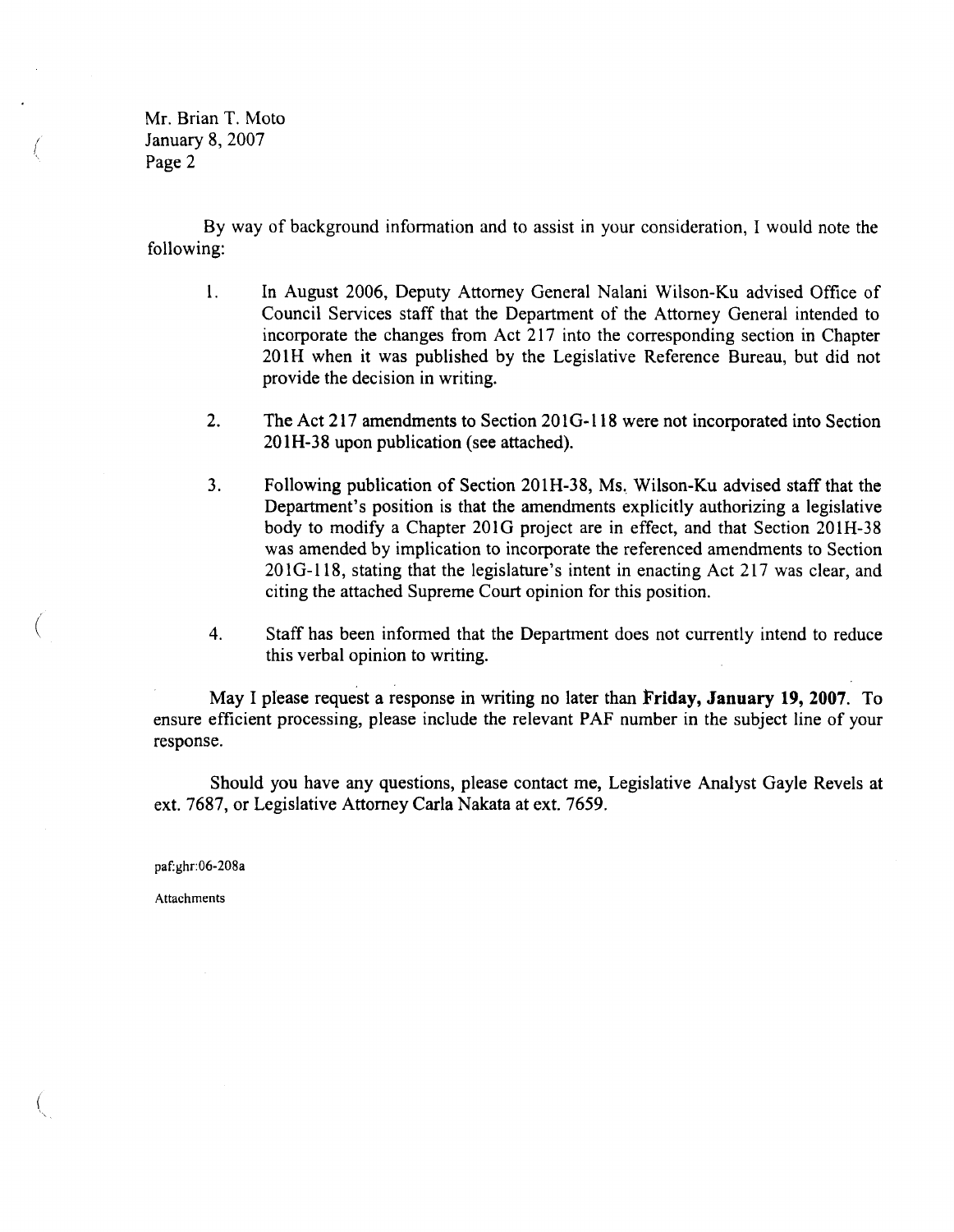Mr. Brian T. Moto
January 8, 2007
Page 2

By way of background information and to assist in your consideration, I would note the following:

1. In August 2006, Deputy Attorney General Nalani Wilson-Ku advised Office of Council Services staff that the Department of the Attorney General intended to incorporate the changes from Act 217 into the corresponding section in Chapter 201H when it was published by the Legislative Reference Bureau, but did not provide the decision in writing.

2. The Act 217 amendments to Section 201G-118 were not incorporated into Section 201H-38 upon publication (see attached).

3. Following publication of Section 201H-38, Ms. Wilson-Ku advised staff that the Department's position is that the amendments explicitly authorizing a legislative body to modify a Chapter 201G project are in effect, and that Section 201H-38 was amended by implication to incorporate the referenced amendments to Section 201G-118, stating that the legislature's intent in enacting Act 217 was clear, and citing the attached Supreme Court opinion for this position.

4. Staff has been informed that the Department does not currently intend to reduce this verbal opinion to writing.

May I please request a response in writing no later than **Friday, January 19, 2007.** To ensure efficient processing, please include the relevant PAF number in the subject line of your response.

Should you have any questions, please contact me, Legislative Analyst Gayle Revels at ext. 7687, or Legislative Attorney Carla Nakata at ext. 7659.

paf:ghr:06-208a

Attachments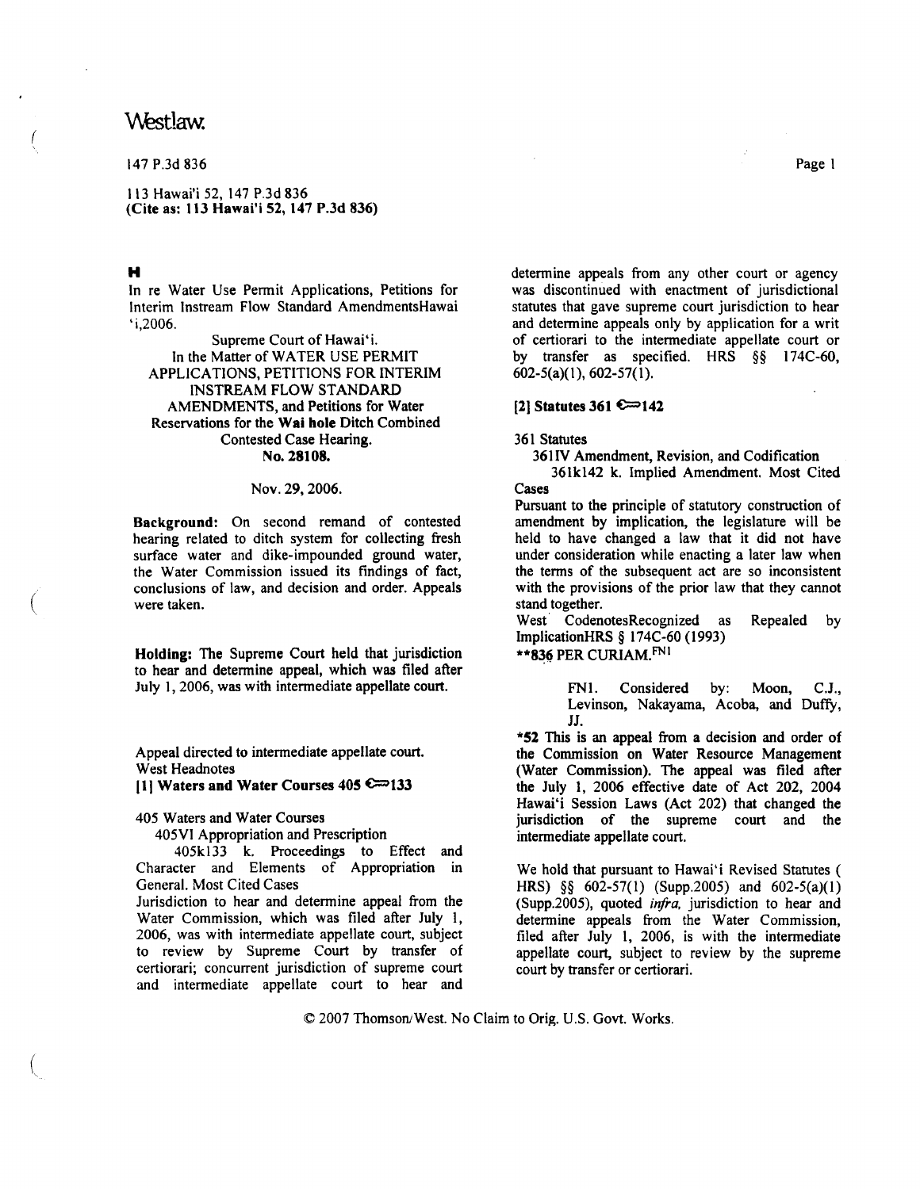147 P.3d 836

113 Hawai'i 52, 147 P.3d 836
**(Cite as: 113 Hawai'i 52, 147 P.3d 836)**

**H**

In re Water Use Permit Applications, Petitions for Interim Instream Flow Standard AmendmentsHawai 'i,2006.

Supreme Court of Hawai'i.
In the Matter of WATER USE PERMIT APPLICATIONS, PETITIONS FOR INTERIM INSTREAM FLOW STANDARD AMENDMENTS, and Petitions for Water Reservations for the **Wai hole** Ditch Combined Contested Case Hearing.
**No. 28108.**

Nov. 29, 2006.

**Background:** On second remand of contested hearing related to ditch system for collecting fresh surface water and dike-impounded ground water, the Water Commission issued its findings of fact, conclusions of law, and decision and order. Appeals were taken.

**Holding:** The Supreme Court held that jurisdiction to hear and determine appeal, which was filed after July 1, 2006, was with intermediate appellate court.

Appeal directed to intermediate appellate court.
West Headnotes
**[1] Waters and Water Courses 405 ⇐133**

405 Waters and Water Courses
405VI Appropriation and Prescription
405k133 k. Proceedings to Effect and Character and Elements of Appropriation in General. Most Cited Cases

Jurisdiction to hear and determine appeal from the Water Commission, which was filed after July 1, 2006, was with intermediate appellate court, subject to review by Supreme Court by transfer of certiorari; concurrent jurisdiction of supreme court and intermediate appellate court to hear and determine appeals from any other court or agency was discontinued with enactment of jurisdictional statutes that gave supreme court jurisdiction to hear and determine appeals only by application for a writ of certiorari to the intermediate appellate court or by transfer as specified. HRS §§ 174C-60, 602-5(a)(1), 602-57(1).

**[2] Statutes 361 ⇐142**

361 Statutes
361IV Amendment, Revision, and Codification
361k142 k. Implied Amendment. Most Cited Cases

Pursuant to the principle of statutory construction of amendment by implication, the legislature will be held to have changed a law that it did not have under consideration while enacting a later law when the terms of the subsequent act are so inconsistent with the provisions of the prior law that they cannot stand together.

West CodenotesRecognized as Repealed by ImplicationHRS § 174C-60 (1993)

**836 PER CURIAM.[FN1]

> FN1. Considered by: Moon, C.J., Levinson, Nakayama, Acoba, and Duffy, JJ.

*52 This is an appeal from a decision and order of the Commission on Water Resource Management (Water Commission). The appeal was filed after the July 1, 2006 effective date of Act 202, 2004 Hawai'i Session Laws (Act 202) that changed the jurisdiction of the supreme court and the intermediate appellate court.

We hold that pursuant to Hawai'i Revised Statutes ( HRS) §§ 602-57(1) (Supp.2005) and 602-5(a)(1) (Supp.2005), quoted *infra*, jurisdiction to hear and determine appeals from the Water Commission, filed after July 1, 2006, is with the intermediate appellate court, subject to review by the supreme court by transfer or certiorari.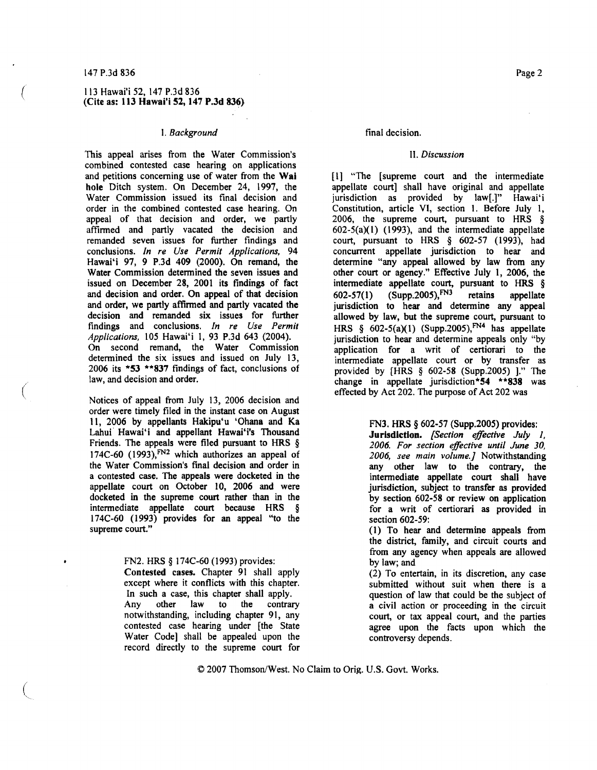### I. *Background*

This appeal arises from the Water Commission's combined contested case hearing on applications and petitions concerning use of water from the **Wai hole** Ditch system. On December 24, 1997, the Water Commission issued its final decision and order in the combined contested case hearing. On appeal of that decision and order, we partly affirmed and partly vacated the decision and remanded seven issues for further findings and conclusions. *In re Use Permit Applications,* 94 Hawai'i 97, 9 P.3d 409 (2000). On remand, the Water Commission determined the seven issues and issued on December 28, 2001 its findings of fact and decision and order. On appeal of that decision and order, we partly affirmed and partly vacated the decision and remanded six issues for further findings and conclusions. *In re Use Permit Applications,* 105 Hawai'i 1, 93 P.3d 643 (2004). On second remand, the Water Commission determined the six issues and issued on July 13, 2006 its **\*53 \*\*837** findings of fact, conclusions of law, and decision and order.

Notices of appeal from July 13, 2006 decision and order were timely filed in the instant case on August 11, 2006 by appellants Hakipu'u 'Ohana and Ka Lahui Hawai'i and appellant Hawai'i's Thousand Friends. The appeals were filed pursuant to HRS § 174C-60 (1993),[FN2] which authorizes an appeal of the Water Commission's final decision and order in a contested case. The appeals were docketed in the appellate court on October 10, 2006 and were docketed in the supreme court rather than in the intermediate appellate court because HRS § 174C-60 (1993) provides for an appeal "to the supreme court."

> FN2. HRS § 174C-60 (1993) provides:
> **Contested cases.** Chapter 91 shall apply except where it conflicts with this chapter. In such a case, this chapter shall apply. Any other law to the contrary notwithstanding, including chapter 91, any contested case hearing under [the State Water Code] shall be appealed upon the record directly to the supreme court for final decision.

### II. *Discussion*

[1] "The [supreme court and the intermediate appellate court] shall have original and appellate jurisdiction as provided by law[.]" Hawai'i Constitution, article VI, section 1. Before July 1, 2006, the supreme court, pursuant to HRS § 602-5(a)(1) (1993), and the intermediate appellate court, pursuant to HRS § 602-57 (1993), had concurrent appellate jurisdiction to hear and determine "any appeal allowed by law from any other court or agency." Effective July 1, 2006, the intermediate appellate court, pursuant to HRS § 602-57(1) (Supp.2005),[FN3] retains appellate jurisdiction to hear and determine any appeal allowed by law, but the supreme court, pursuant to HRS § 602-5(a)(1) (Supp.2005),[FN4] has appellate jurisdiction to hear and determine appeals only "by application for a writ of certiorari to the intermediate appellate court or by transfer as provided by [HRS § 602-58 (Supp.2005) ]." The change in appellate jurisdiction**\*54 \*\*838** was effected by Act 202. The purpose of Act 202 was

> FN3. HRS § 602-57 (Supp.2005) provides:
> **Jurisdiction.** *[Section effective July 1, 2006. For section effective until June 30, 2006, see main volume.]* Notwithstanding any other law to the contrary, the intermediate appellate court shall have jurisdiction, subject to transfer as provided by section 602-58 or review on application for a writ of certiorari as provided in section 602-59:
> (1) To hear and determine appeals from the district, family, and circuit courts and from any agency when appeals are allowed by law; and
> (2) To entertain, in its discretion, any case submitted without suit when there is a question of law that could be the subject of a civil action or proceeding in the circuit court, or tax appeal court, and the parties agree upon the facts upon which the controversy depends.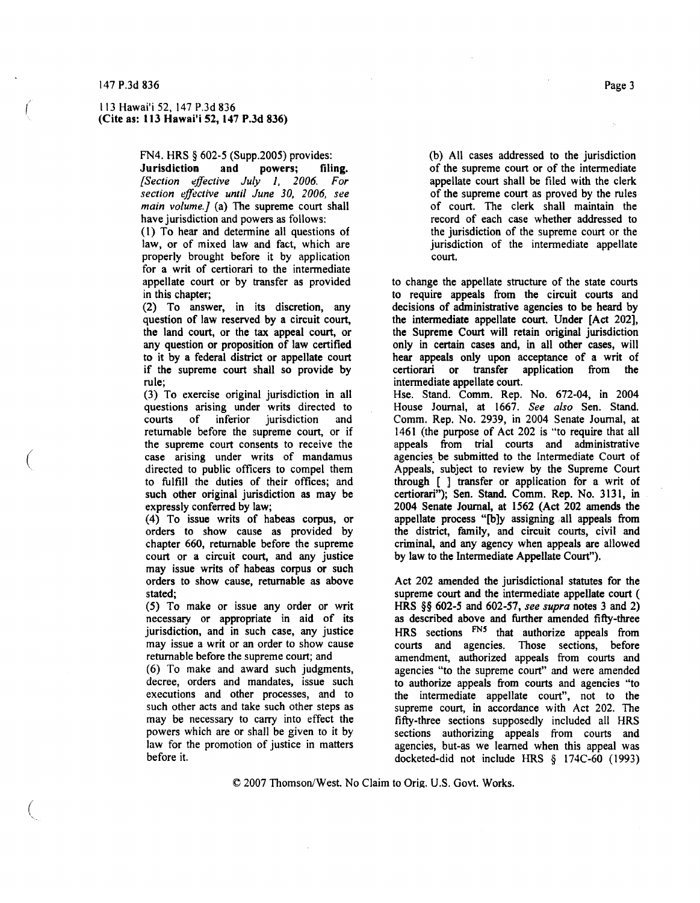FN4. HRS § 602-5 (Supp.2005) provides:

**Jurisdiction and powers; filing.** *[Section effective July 1, 2006. For section effective until June 30, 2006, see main volume.]* (a) The supreme court shall have jurisdiction and powers as follows:

(1) To hear and determine all questions of law, or of mixed law and fact, which are properly brought before it by application for a writ of certiorari to the intermediate appellate court or by transfer as provided in this chapter;

(2) To answer, in its discretion, any question of law reserved by a circuit court, the land court, or the tax appeal court, or any question or proposition of law certified to it by a federal district or appellate court if the supreme court shall so provide by rule;

(3) To exercise original jurisdiction in all questions arising under writs directed to courts of inferior jurisdiction and returnable before the supreme court, or if the supreme court consents to receive the case arising under writs of mandamus directed to public officers to compel them to fulfill the duties of their offices; and such other original jurisdiction as may be expressly conferred by law;

(4) To issue writs of habeas corpus, or orders to show cause as provided by chapter 660, returnable before the supreme court or a circuit court, and any justice may issue writs of habeas corpus or such orders to show cause, returnable as above stated;

(5) To make or issue any order or writ necessary or appropriate in aid of its jurisdiction, and in such case, any justice may issue a writ or an order to show cause returnable before the supreme court; and

(6) To make and award such judgments, decree, orders and mandates, issue such executions and other processes, and to such other acts and take such other steps as may be necessary to carry into effect the powers which are or shall be given to it by law for the promotion of justice in matters before it.

(b) All cases addressed to the jurisdiction of the supreme court or of the intermediate appellate court shall be filed with the clerk of the supreme court as proved by the rules of court. The clerk shall maintain the record of each case whether addressed to the jurisdiction of the supreme court or the jurisdiction of the intermediate appellate court.

to change the appellate structure of the state courts to require appeals from the circuit courts and decisions of administrative agencies to be heard by the intermediate appellate court. Under [Act 202], the Supreme Court will retain original jurisdiction only in certain cases and, in all other cases, will hear appeals only upon acceptance of a writ of certiorari or transfer application from the intermediate appellate court.

Hse. Stand. Comm. Rep. No. 672-04, in 2004 House Journal, at 1667. *See also* Sen. Stand. Comm. Rep. No. 2939, in 2004 Senate Journal, at 1461 (the purpose of Act 202 is "to require that all appeals from trial courts and administrative agencies be submitted to the Intermediate Court of Appeals, subject to review by the Supreme Court through [ ] transfer or application for a writ of certiorari"); Sen. Stand. Comm. Rep. No. 3131, in 2004 Senate Journal, at 1562 (Act 202 amends the appellate process "[b]y assigning all appeals from the district, family, and circuit courts, civil and criminal, and any agency when appeals are allowed by law to the Intermediate Appellate Court").

Act 202 amended the jurisdictional statutes for the supreme court and the intermediate appellate court ( HRS §§ 602-5 and 602-57, *see supra* notes 3 and 2) as described above and further amended fifty-three HRS sections [FN5] that authorize appeals from courts and agencies. Those sections, before amendment, authorized appeals from courts and agencies "to the supreme court" and were amended to authorize appeals from courts and agencies "to the intermediate appellate court", not to the supreme court, in accordance with Act 202. The fifty-three sections supposedly included all HRS sections authorizing appeals from courts and agencies, but-as we learned when this appeal was docketed-did not include HRS § 174C-60 (1993)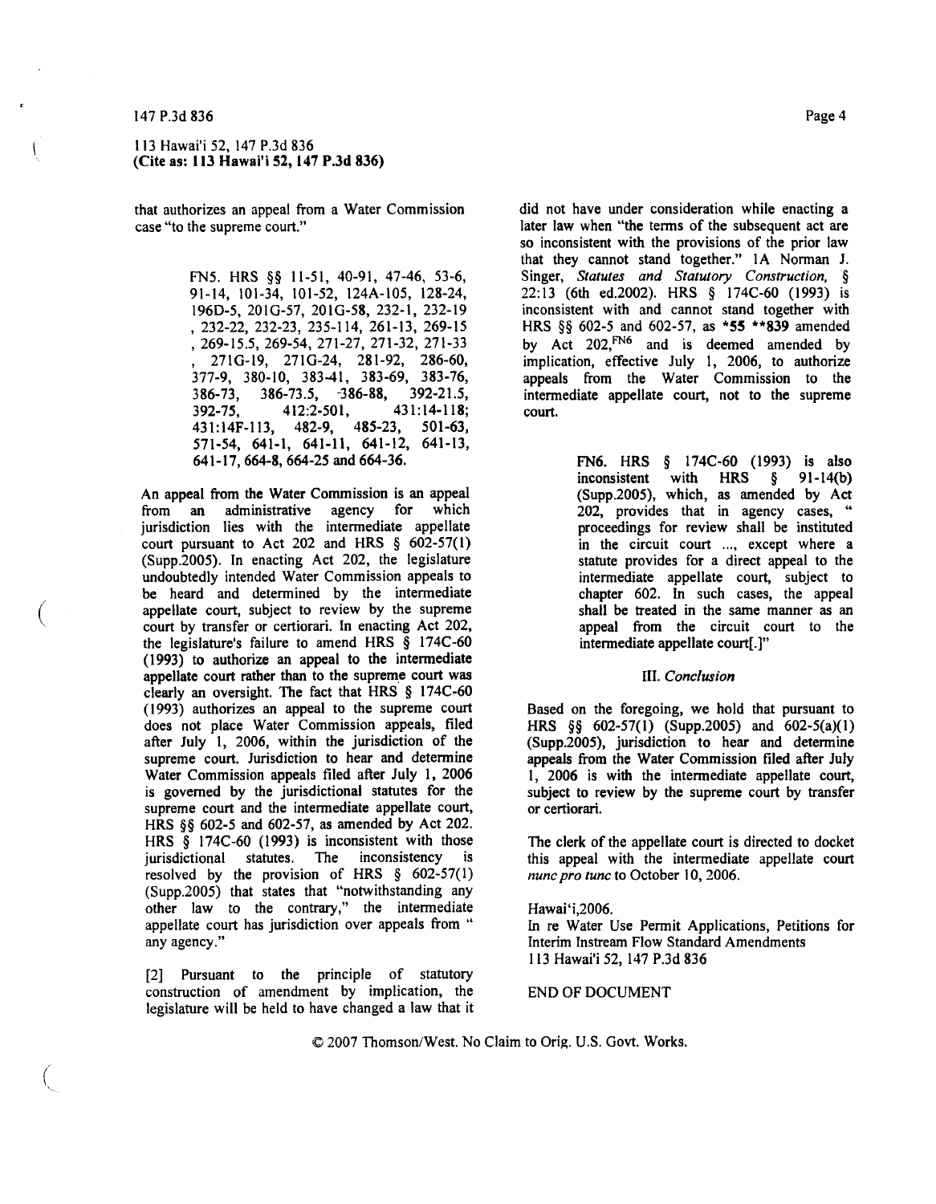that authorizes an appeal from a Water Commission case "to the supreme court."

> FN5. HRS §§ 11-51, 40-91, 47-46, 53-6, 91-14, 101-34, 101-52, 124A-105, 128-24, 196D-5, 201G-57, 201G-58, 232-1, 232-19, 232-22, 232-23, 235-114, 261-13, 269-15, 269-15.5, 269-54, 271-27, 271-32, 271-33, 271G-19, 271G-24, 281-92, 286-60, 377-9, 380-10, 383-41, 383-69, 383-76, 386-73, 386-73.5, 386-88, 392-21.5, 392-75, 412:2-501, 431:14-118; 431:14F-113, 482-9, 485-23, 501-63, 571-54, 641-1, 641-11, 641-12, 641-13, 641-17, 664-8, 664-25 and 664-36.

An appeal from the Water Commission is an appeal from an administrative agency for which jurisdiction lies with the intermediate appellate court pursuant to Act 202 and HRS § 602-57(1) (Supp.2005). In enacting Act 202, the legislature undoubtedly intended Water Commission appeals to be heard and determined by the intermediate appellate court, subject to review by the supreme court by transfer or certiorari. In enacting Act 202, the legislature's failure to amend HRS § 174C-60 (1993) to authorize an appeal to the intermediate appellate court rather than to the supreme court was clearly an oversight. The fact that HRS § 174C-60 (1993) authorizes an appeal to the supreme court does not place Water Commission appeals, filed after July 1, 2006, within the jurisdiction of the supreme court. Jurisdiction to hear and determine Water Commission appeals filed after July 1, 2006 is governed by the jurisdictional statutes for the supreme court and the intermediate appellate court, HRS §§ 602-5 and 602-57, as amended by Act 202. HRS § 174C-60 (1993) is inconsistent with those jurisdictional statutes. The inconsistency is resolved by the provision of HRS § 602-57(1) (Supp.2005) that states that "notwithstanding any other law to the contrary," the intermediate appellate court has jurisdiction over appeals from "any agency."

[2] Pursuant to the principle of statutory construction of amendment by implication, the legislature will be held to have changed a law that it did not have under consideration while enacting a later law when "the terms of the subsequent act are so inconsistent with the provisions of the prior law that they cannot stand together." 1A Norman J. Singer, *Statutes and Statutory Construction,* § 22:13 (6th ed.2002). HRS § 174C-60 (1993) is inconsistent with and cannot stand together with HRS §§ 602-5 and 602-57, as *55 **839 amended by Act 202,[FN6] and is deemed amended by implication, effective July 1, 2006, to authorize appeals from the Water Commission to the intermediate appellate court, not to the supreme court.

> FN6. HRS § 174C-60 (1993) is also inconsistent with HRS § 91-14(b) (Supp.2005), which, as amended by Act 202, provides that in agency cases, " proceedings for review shall be instituted in the circuit court ..., except where a statute provides for a direct appeal to the intermediate appellate court, subject to chapter 602. In such cases, the appeal shall be treated in the same manner as an appeal from the circuit court to the intermediate appellate court[.]"

### III. *Conclusion*

Based on the foregoing, we hold that pursuant to HRS §§ 602-57(1) (Supp.2005) and 602-5(a)(1) (Supp.2005), jurisdiction to hear and determine appeals from the Water Commission filed after July 1, 2006 is with the intermediate appellate court, subject to review by the supreme court by transfer or certiorari.

The clerk of the appellate court is directed to docket this appeal with the intermediate appellate court *nunc pro tunc* to October 10, 2006.

Hawai'i,2006.
In re Water Use Permit Applications, Petitions for Interim Instream Flow Standard Amendments
113 Hawai'i 52, 147 P.3d 836

END OF DOCUMENT